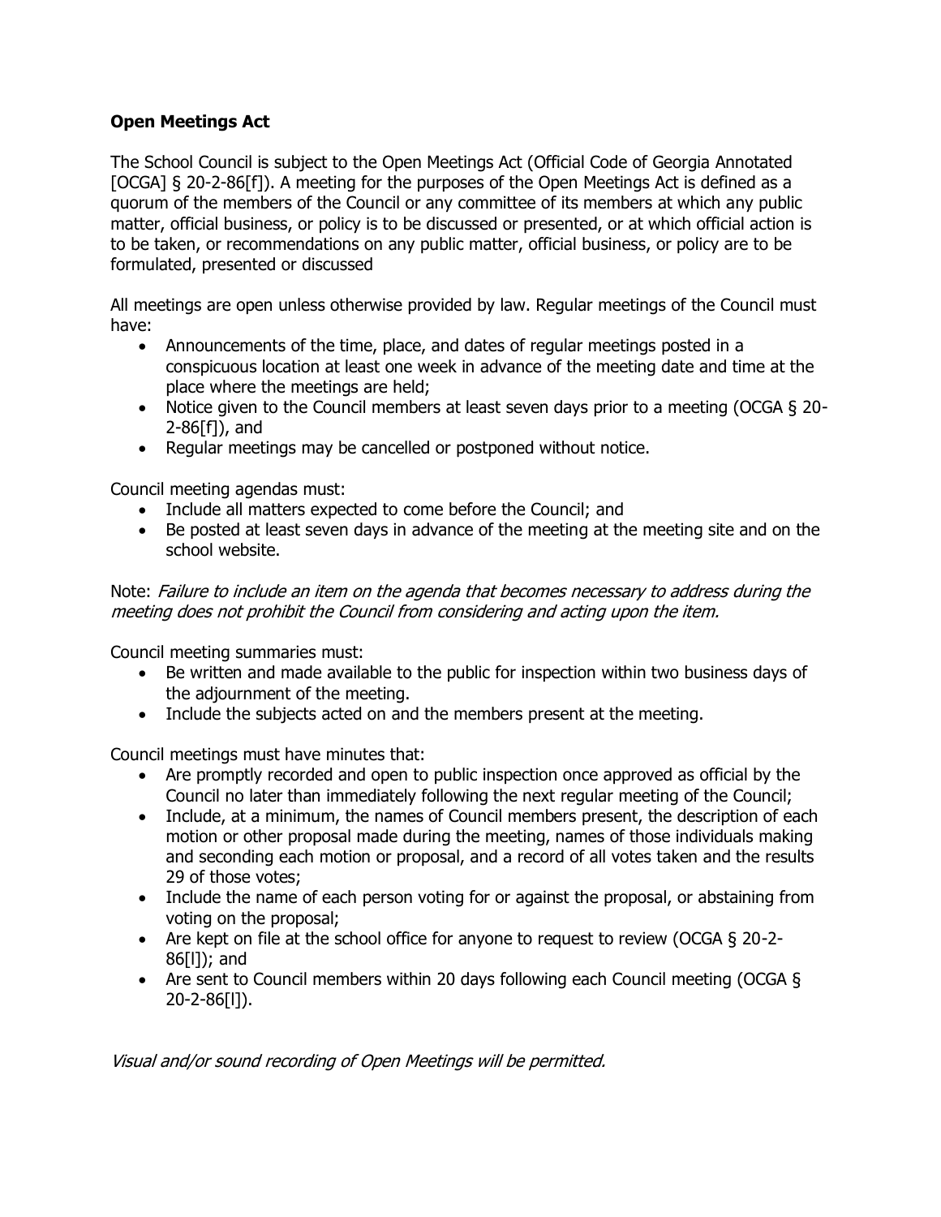**Open Meetings Act**

The School Council is subject to the Open Meetings Act (Official Code of Georgia Annotated [OCGA] § 20-2-86[f]). A meeting for the purposes of the Open Meetings Act is defined as a quorum of the members of the Council or any committee of its members at which any public matter, official business, or policy is to be discussed or presented, or at which official action is to be taken, or recommendations on any public matter, official business, or policy are to be formulated, presented or discussed

All meetings are open unless otherwise provided by law. Regular meetings of the Council must have:

- Announcements of the time, place, and dates of regular meetings posted in a conspicuous location at least one week in advance of the meeting date and time at the place where the meetings are held;
- Notice given to the Council members at least seven days prior to a meeting (OCGA § 20-2-86[f]), and
- Regular meetings may be cancelled or postponed without notice.

Council meeting agendas must:

- Include all matters expected to come before the Council; and
- Be posted at least seven days in advance of the meeting at the meeting site and on the school website.

Note: *Failure to include an item on the agenda that becomes necessary to address during the meeting does not prohibit the Council from considering and acting upon the item.*

Council meeting summaries must:

- Be written and made available to the public for inspection within two business days of the adjournment of the meeting.
- Include the subjects acted on and the members present at the meeting.

Council meetings must have minutes that:

- Are promptly recorded and open to public inspection once approved as official by the Council no later than immediately following the next regular meeting of the Council;
- Include, at a minimum, the names of Council members present, the description of each motion or other proposal made during the meeting, names of those individuals making and seconding each motion or proposal, and a record of all votes taken and the results 29 of those votes;
- Include the name of each person voting for or against the proposal, or abstaining from voting on the proposal;
- Are kept on file at the school office for anyone to request to review (OCGA § 20-2-86[l]); and
- Are sent to Council members within 20 days following each Council meeting (OCGA § 20-2-86[l]).

*Visual and/or sound recording of Open Meetings will be permitted.*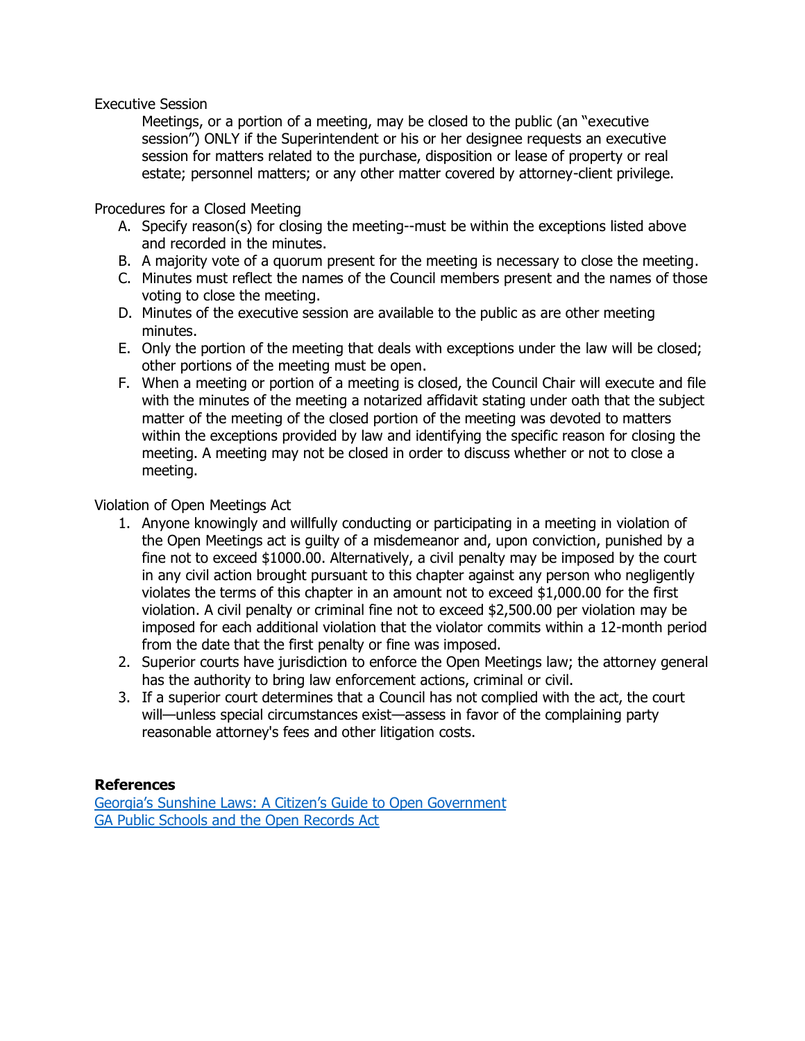Executive Session

Meetings, or a portion of a meeting, may be closed to the public (an "executive session") ONLY if the Superintendent or his or her designee requests an executive session for matters related to the purchase, disposition or lease of property or real estate; personnel matters; or any other matter covered by attorney-client privilege.

Procedures for a Closed Meeting

A. Specify reason(s) for closing the meeting--must be within the exceptions listed above and recorded in the minutes.
B. A majority vote of a quorum present for the meeting is necessary to close the meeting.
C. Minutes must reflect the names of the Council members present and the names of those voting to close the meeting.
D. Minutes of the executive session are available to the public as are other meeting minutes.
E. Only the portion of the meeting that deals with exceptions under the law will be closed; other portions of the meeting must be open.
F. When a meeting or portion of a meeting is closed, the Council Chair will execute and file with the minutes of the meeting a notarized affidavit stating under oath that the subject matter of the meeting of the closed portion of the meeting was devoted to matters within the exceptions provided by law and identifying the specific reason for closing the meeting. A meeting may not be closed in order to discuss whether or not to close a meeting.

Violation of Open Meetings Act

1. Anyone knowingly and willfully conducting or participating in a meeting in violation of the Open Meetings act is guilty of a misdemeanor and, upon conviction, punished by a fine not to exceed $1000.00. Alternatively, a civil penalty may be imposed by the court in any civil action brought pursuant to this chapter against any person who negligently violates the terms of this chapter in an amount not to exceed $1,000.00 for the first violation. A civil penalty or criminal fine not to exceed $2,500.00 per violation may be imposed for each additional violation that the violator commits within a 12-month period from the date that the first penalty or fine was imposed.
2. Superior courts have jurisdiction to enforce the Open Meetings law; the attorney general has the authority to bring law enforcement actions, criminal or civil.
3. If a superior court determines that a Council has not complied with the act, the court will—unless special circumstances exist—assess in favor of the complaining party reasonable attorney's fees and other litigation costs.

**References**

Georgia's Sunshine Laws: A Citizen's Guide to Open Government
GA Public Schools and the Open Records Act